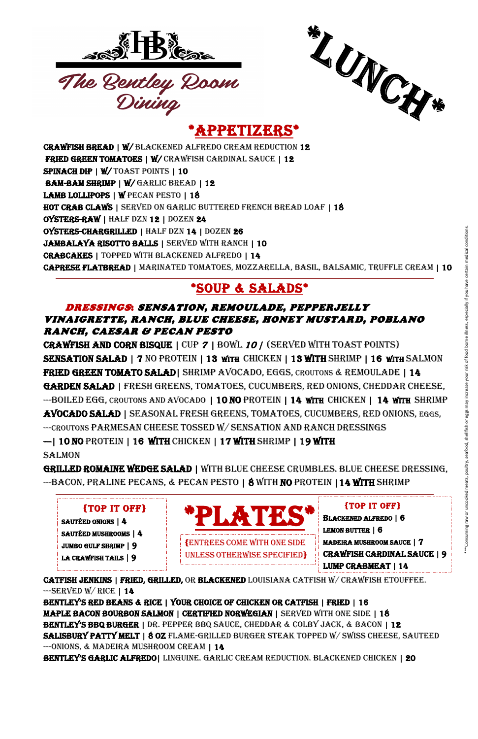# The Bentley Room Dining

*LUNCH*

## *APPETIZERS*

**CRAWFISH BREAD** | W/ BLACKENED ALFREDO CREAM REDUCTION **12**
**FRIED GREEN TOMATOES** | W/ CRAWFISH CARDINAL SAUCE | **12**
**SPINACH DIP** | W/ TOAST POINTS | **10**
**BAM-BAM SHRIMP** | W/ GARLIC BREAD | **12**
**LAMB LOLLIPOPS** | W PECAN PESTO | **18**
**HOT CRAB CLAWS** | SERVED ON GARLIC BUTTERED FRENCH BREAD LOAF | **18**
**OYSTERS-RAW** | HALF DZN **12** | DOZEN **24**
**OYSTERS-CHARGRILLED** | HALF DZN **14** | DOZEN **26**
**JAMBALAYA RISOTTO BALLS** | SERVED WITH RANCH | **10**
**CRABCAKES** | TOPPED WITH BLACKENED ALFREDO | **14**
**CAPRESE FLATBREAD** | MARINATED TOMATOES, MOZZARELLA, BASIL, BALSAMIC, TRUFFLE CREAM | **10**

## *SOUP & SALADS*

***DRESSINGS: SENSATION, REMOULADE, PEPPERJELLY VINAIGRETTE, RANCH, BLUE CHEESE, HONEY MUSTARD, POBLANO RANCH, CAESAR & PECAN PESTO***

**CRAWFISH AND CORN BISQUE** | CUP *7* | BOWL *10* / (SERVED WITH TOAST POINTS)
**SENSATION SALAD** | **7** NO PROTEIN | **13 WITH** CHICKEN | **13 WITH** SHRIMP | **16 WITH** SALMON
**FRIED GREEN TOMATO SALAD** | SHRIMP AVOCADO, EGGS, CROUTONS & REMOULADE | **14**
**GARDEN SALAD** | FRESH GREENS, TOMATOES, CUCUMBERS, RED ONIONS, CHEDDAR CHEESE, ---BOILED EGG, CROUTONS AND AVOCADO | **10 NO** PROTEIN | **14 WITH** CHICKEN | **14 WITH** SHRIMP
**AVOCADO SALAD** | SEASONAL FRESH GREENS, TOMATOES, CUCUMBERS, RED ONIONS, EGGS, ---CROUTONS PARMESAN CHEESE TOSSED W/ SENSATION AND RANCH DRESSINGS
---| **10 NO** PROTEIN | **16 WITH** CHICKEN | **17 WITH** SHRIMP | **19 WITH** SALMON
**GRILLED ROMAINE WEDGE SALAD** | WITH BLUE CHEESE CRUMBLES. BLUE CHEESE DRESSING, ---BACON, PRALINE PECANS, & PECAN PESTO | **8** WITH **NO** PROTEIN | **14 WITH** SHRIMP

## *PLATES*

{ENTREES COME WITH ONE SIDE UNLESS OTHERWISE SPECIFIED}

**{TOP IT OFF}**
- **SAUTÉED ONIONS** | **4**
- **SAUTÉED MUSHROOMS** | **4**
- **JUMBO GULF SHRIMP** | **9**
- **LA CRAWFISH TAILS** | **9**

**{TOP IT OFF}**
- **BLACKENED ALFREDO** | **6**
- **LEMON BUTTER** | **6**
- **MADEIRA MUSHROOM SAUCE** | **7**
- **CRAWFISH CARDINAL SAUCE** | **9**
- **LUMP CRABMEAT** | **14**

**CATFISH JENKINS** | **FRIED, GRILLED,** OR **BLACKENED** LOUISIANA CATFISH W/ CRAWFISH ETOUFFEE. ---SERVED W/ RICE | **14**
**BENTLEY'S RED BEANS & RICE** | **YOUR CHOICE OF CHICKEN OR CATFISH** | **FRIED** | **16**
**MAPLE BACON BOURBON SALMON** | **CERTIFIED NORWEGIAN** | SERVED WITH ONE SIDE | **18**
**BENTLEY'S BBQ BURGER** | DR. PEPPER BBQ SAUCE, CHEDDAR & COLBY JACK, & BACON | **12**
**SALISBURY PATTY MELT** | **8 OZ** FLAME-GRILLED BURGER STEAK TOPPED W/ SWISS CHEESE, SAUTEED ---ONIONS, & MADEIRA MUSHROOM CREAM | **14**
**BENTLEY'S GARLIC ALFREDO** | LINGUINE. GARLIC CREAM REDUCTION. BLACKENED CHICKEN | **20**

***Consuming raw or uncooked meats, poultry, seafood, shellfish or eggs may increase your risk of food borne illness, especially if you have certain medical conditions.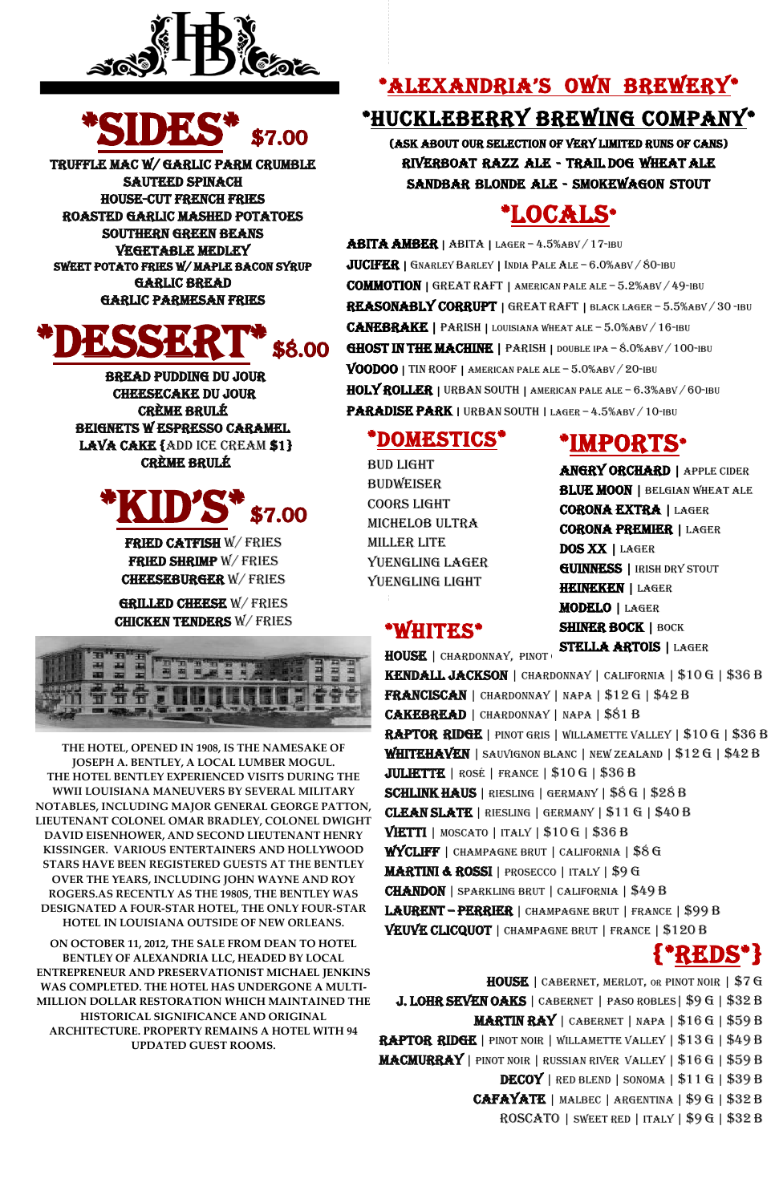# *SIDES* $7.00

TRUFFLE MAC W/ GARLIC PARM CRUMBLE
SAUTEED SPINACH
HOUSE-CUT FRENCH FRIES
ROASTED GARLIC MASHED POTATOES
SOUTHERN GREEN BEANS
VEGETABLE MEDLEY
SWEET POTATO FRIES W/ MAPLE BACON SYRUP
GARLIC BREAD
GARLIC PARMESAN FRIES

# *DESSERT* $8.00

BREAD PUDDING DU JOUR
CHEESECAKE DU JOUR
CRÈME BRULÉ
BEIGNETS W ESPRESSO CARAMEL
LAVA CAKE {ADD ICE CREAM $1}
CRÈME BRULÉ

# *KID'S* $7.00

**FRIED CATFISH** W/ FRIES
**FRIED SHRIMP** W/ FRIES
**CHEESEBURGER** W/ FRIES
**GRILLED CHEESE** W/ FRIES
**CHICKEN TENDERS** W/ FRIES

THE HOTEL, OPENED IN 1908, IS THE NAMESAKE OF JOSEPH A. BENTLEY, A LOCAL LUMBER MOGUL. THE HOTEL BENTLEY EXPERIENCED VISITS DURING THE WWII LOUISIANA MANEUVERS BY SEVERAL MILITARY NOTABLES, INCLUDING MAJOR GENERAL GEORGE PATTON, LIEUTENANT COLONEL OMAR BRADLEY, COLONEL DWIGHT DAVID EISENHOWER, AND SECOND LIEUTENANT HENRY KISSINGER. VARIOUS ENTERTAINERS AND HOLLYWOOD STARS HAVE BEEN REGISTERED GUESTS AT THE BENTLEY OVER THE YEARS, INCLUDING JOHN WAYNE AND ROY ROGERS.AS RECENTLY AS THE 1980S, THE BENTLEY WAS DESIGNATED A FOUR-STAR HOTEL, THE ONLY FOUR-STAR HOTEL IN LOUISIANA OUTSIDE OF NEW ORLEANS.

ON OCTOBER 11, 2012, THE SALE FROM DEAN TO HOTEL BENTLEY OF ALEXANDRIA LLC, HEADED BY LOCAL ENTREPRENEUR AND PRESERVATIONIST MICHAEL JENKINS WAS COMPLETED. THE HOTEL HAS UNDERGONE A MULTI-MILLION DOLLAR RESTORATION WHICH MAINTAINED THE HISTORICAL SIGNIFICANCE AND ORIGINAL ARCHITECTURE. PROPERTY REMAINS A HOTEL WITH 94 UPDATED GUEST ROOMS.

# *ALEXANDRIA'S OWN BREWERY*

## *HUCKLEBERRY BREWING COMPANY*

(ASK ABOUT OUR SELECTION OF VERY LIMITED RUNS OF CANS)
RIVERBOAT RAZZ ALE - TRAIL DOG WHEAT ALE
SANDBAR BLONDE ALE - SMOKEWAGON STOUT

# *LOCALS*

**ABITA AMBER** | ABITA | LAGER – 4.5%ABV / 17-IBU
**JUCIFER** | GNARLEY BARLEY | INDIA PALE ALE – 6.0%ABV / 80-IBU
**COMMOTION** | GREAT RAFT | AMERICAN PALE ALE – 5.2%ABV / 49-IBU
**REASONABLY CORRUPT** | GREAT RAFT | BLACK LAGER – 5.5%ABV / 30 -IBU
**CANEBRAKE** | PARISH | LOUISIANA WHEAT ALE – 5.0%ABV / 16-IBU
**GHOST IN THE MACHINE** | PARISH | DOUBLE IPA – 8.0%ABV / 100-IBU
**VOODOO** | TIN ROOF | AMERICAN PALE ALE – 5.0%ABV / 20-IBU
**HOLY ROLLER** | URBAN SOUTH | AMERICAN PALE ALE – 6.3%ABV / 60-IBU
**PARADISE PARK** | URBAN SOUTH | LAGER – 4.5%ABV / 10-IBU

# *DOMESTICS*

BUD LIGHT
BUDWEISER
COORS LIGHT
MICHELOB ULTRA
MILLER LITE
YUENGLING LAGER
YUENGLING LIGHT

# *IMPORTS*

**ANGRY ORCHARD** | APPLE CIDER
**BLUE MOON** | BELGIAN WHEAT ALE
**CORONA EXTRA** | LAGER
**CORONA PREMIER** | LAGER
**DOS XX** | LAGER
**GUINNESS** | IRISH DRY STOUT
**HEINEKEN** | LAGER
**MODELO** | LAGER
**SHINER BOCK** | BOCK
**STELLA ARTOIS** | LAGER

# *WHITES*

**HOUSE** | CHARDONNAY, PINOT
**KENDALL JACKSON** | CHARDONNAY | CALIFORNIA | $10 G | $36 B
**FRANCISCAN** | CHARDONNAY | NAPA | $12 G | $42 B
**CAKEBREAD** | CHARDONNAY | NAPA | $81 B
**RAPTOR RIDGE** | PINOT GRIS | WILLAMETTE VALLEY | $10 G | $36 B
**WHITEHAVEN** | SAUVIGNON BLANC | NEW ZEALAND | $12 G | $42 B
**JULIETTE** | ROSÉ | FRANCE | $10 G | $36 B
**SCHLINK HAUS** | RIESLING | GERMANY | $8 G | $28 B
**CLEAN SLATE** | RIESLING | GERMANY | $11 G | $40 B
**VIETTI** | MOSCATO | ITALY | $10 G | $36 B
**WYCLIFF** | CHAMPAGNE BRUT | CALIFORNIA | $8 G
**MARTINI & ROSSI** | PROSECCO | ITALY | $9 G
**CHANDON** | SPARKLING BRUT | CALIFORNIA | $49 B
**LAURENT – PERRIER** | CHAMPAGNE BRUT | FRANCE | $99 B
**VEUVE CLICQUOT** | CHAMPAGNE BRUT | FRANCE | $120 B

# {*REDS*}

**HOUSE** | CABERNET, MERLOT, OR PINOT NOIR | $7 G
**J. LOHR SEVEN OAKS** | CABERNET | PASO ROBLES| $9 G | $32 B
**MARTIN RAY** | CABERNET | NAPA | $16 G | $59 B
**RAPTOR RIDGE** | PINOT NOIR | WILLAMETTE VALLEY | $13 G | $49 B
**MACMURRAY** | PINOT NOIR | RUSSIAN RIVER VALLEY | $16 G | $59 B
**DECOY** | RED BLEND | SONOMA | $11 G | $39 B
**CAFAYATE** | MALBEC | ARGENTINA | $9 G | $32 B
ROSCATO | SWEET RED | ITALY | $9 G | $32 B